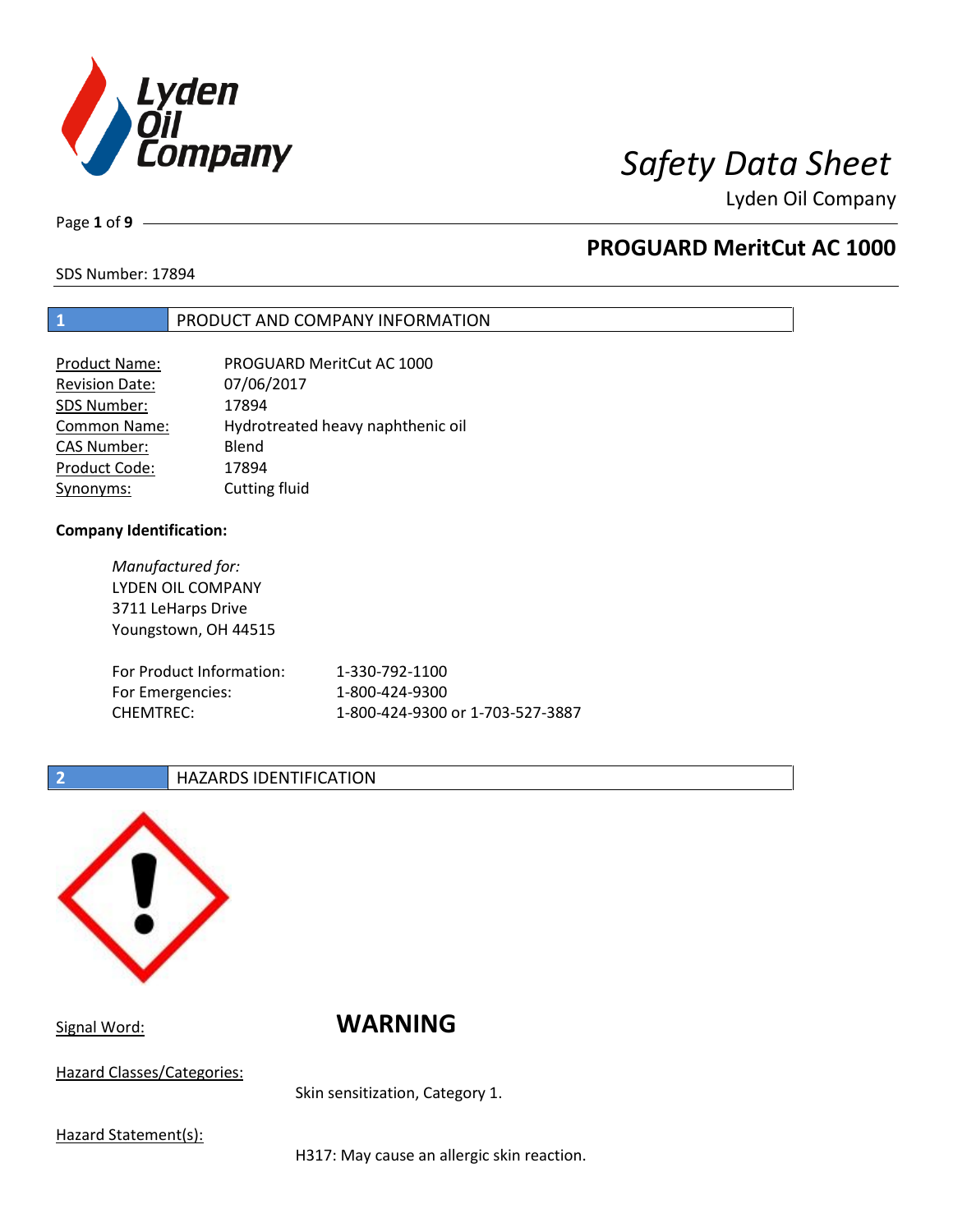# Safety Data Sheet

Lyden Oil Company

## PROGUARD MeritCut AC 1000

SDS Number: 17894

## 1 PRODUCT AND COMPANY INFORMATION

| | |
|---|---|
| Product Name: | PROGUARD MeritCut AC 1000 |
| Revision Date: | 07/06/2017 |
| SDS Number: | 17894 |
| Common Name: | Hydrotreated heavy naphthenic oil |
| CAS Number: | Blend |
| Product Code: | 17894 |
| Synonyms: | Cutting fluid |

**Company Identification:**

*Manufactured for:*
LYDEN OIL COMPANY
3711 LeHarps Drive
Youngstown, OH 44515

| | |
|---|---|
| For Product Information: | 1-330-792-1100 |
| For Emergencies: | 1-800-424-9300 |
| CHEMTREC: | 1-800-424-9300 or 1-703-527-3887 |

## 2 HAZARDS IDENTIFICATION

Signal Word: **WARNING**

Hazard Classes/Categories:

Skin sensitization, Category 1.

Hazard Statement(s):

H317: May cause an allergic skin reaction.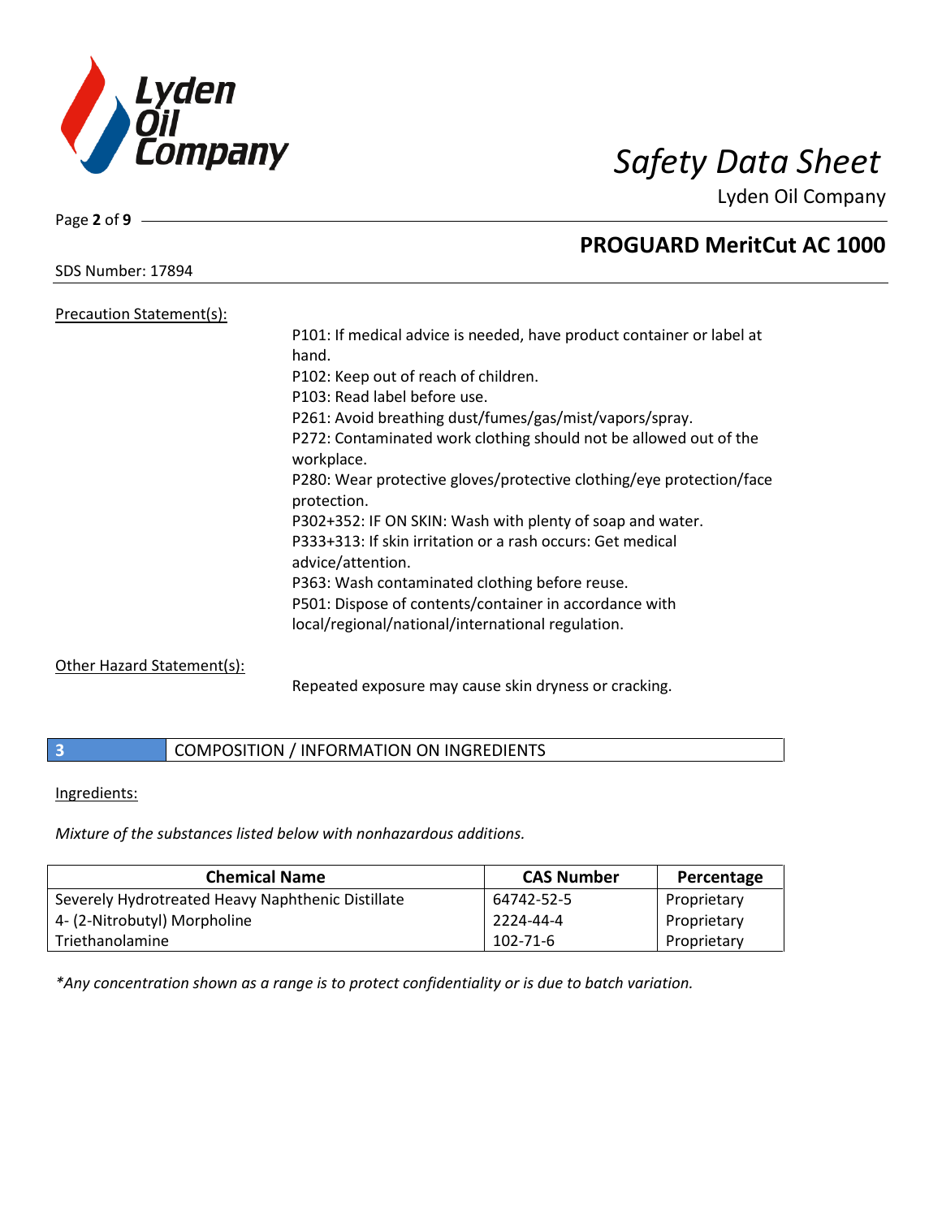SDS Number: 17894

Precation Statement(s):

P101: If medical advice is needed, have product container or label at hand.
P102: Keep out of reach of children.
P103: Read label before use.
P261: Avoid breathing dust/fumes/gas/mist/vapors/spray.
P272: Contaminated work clothing should not be allowed out of the workplace.
P280: Wear protective gloves/protective clothing/eye protection/face protection.
P302+352: IF ON SKIN: Wash with plenty of soap and water.
P333+313: If skin irritation or a rash occurs: Get medical advice/attention.
P363: Wash contaminated clothing before reuse.
P501: Dispose of contents/container in accordance with local/regional/national/international regulation.

Other Hazard Statement(s):

Repeated exposure may cause skin dryness or cracking.

## 3 COMPOSITION / INFORMATION ON INGREDIENTS

Ingredients:

*Mixture of the substances listed below with nonhazardous additions.*

| Chemical Name | CAS Number | Percentage |
|---|---|---|
| Severely Hydrotreated Heavy Naphthenic Distillate | 64742-52-5 | Proprietary |
| 4- (2-Nitrobutyl) Morpholine | 2224-44-4 | Proprietary |
| Triethanolamine | 102-71-6 | Proprietary |

*\*Any concentration shown as a range is to protect confidentiality or is due to batch variation.*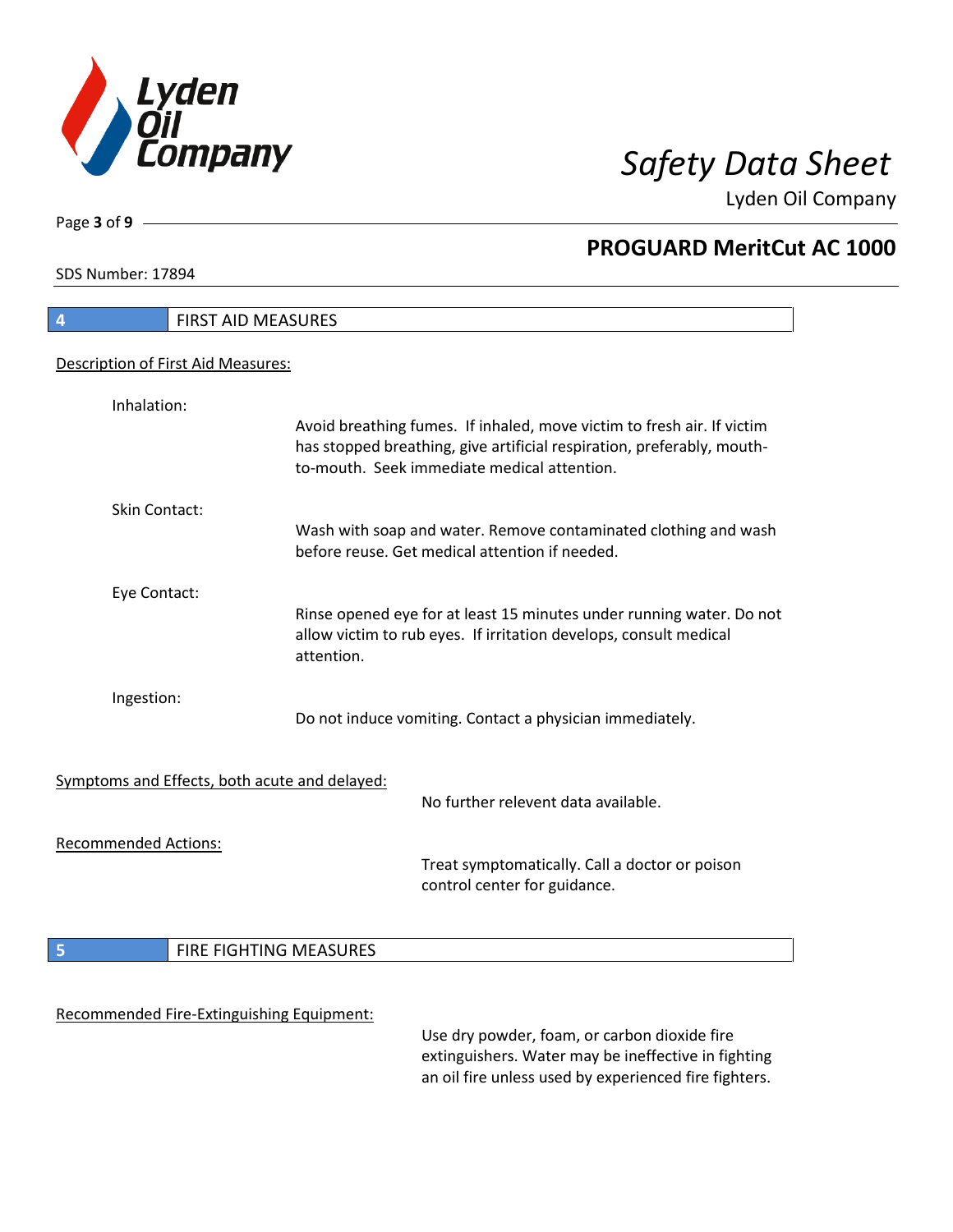## 4 FIRST AID MEASURES

Description of First Aid Measures:

Inhalation:
Avoid breathing fumes. If inhaled, move victim to fresh air. If victim has stopped breathing, give artificial respiration, preferably, mouth-to-mouth. Seek immediate medical attention.

Skin Contact:
Wash with soap and water. Remove contaminated clothing and wash before reuse. Get medical attention if needed.

Eye Contact:
Rinse opened eye for at least 15 minutes under running water. Do not allow victim to rub eyes. If irritation develops, consult medical attention.

Ingestion:
Do not induce vomiting. Contact a physician immediately.

Symptoms and Effects, both acute and delayed:
No further relevent data available.

Recommended Actions:
Treat symptomatically. Call a doctor or poison control center for guidance.

## 5 FIRE FIGHTING MEASURES

Recommended Fire-Extinguishing Equipment:
Use dry powder, foam, or carbon dioxide fire extinguishers. Water may be ineffective in fighting an oil fire unless used by experienced fire fighters.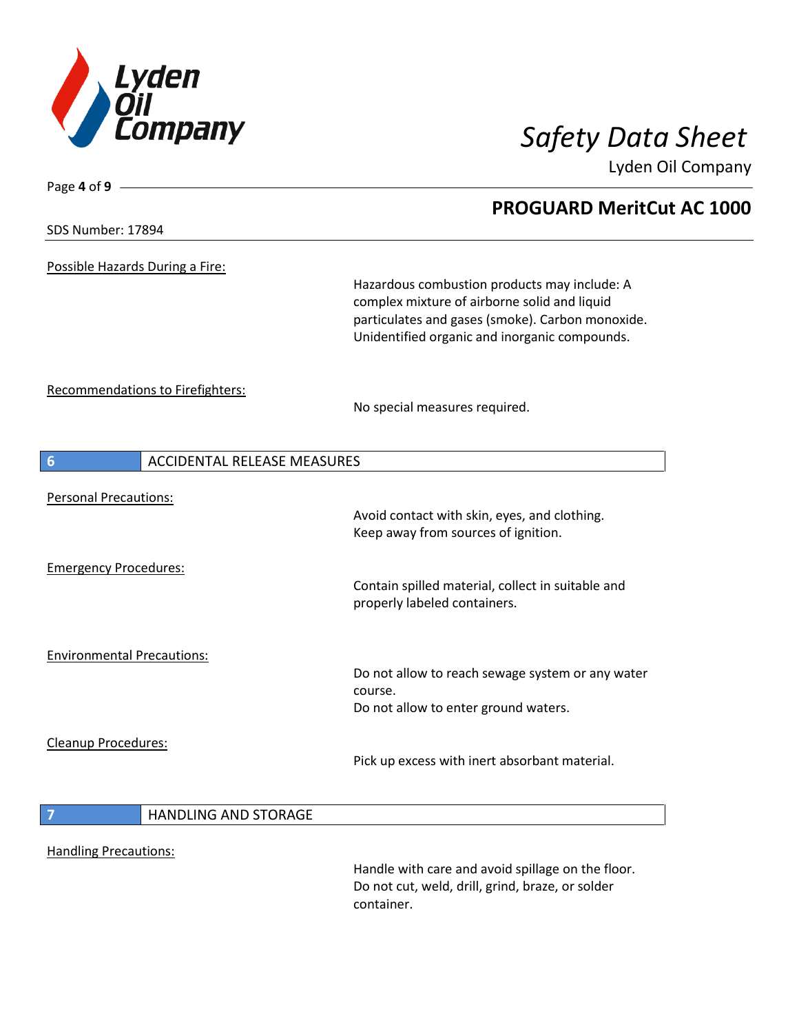Possible Hazards During a Fire:

Hazardous combustion products may include: A complex mixture of airborne solid and liquid particulates and gases (smoke). Carbon monoxide. Unidentified organic and inorganic compounds.

Recommendations to Firefighters:

No special measures required.

## 6 ACCIDENTAL RELEASE MEASURES

Personal Precautions:

Avoid contact with skin, eyes, and clothing.
Keep away from sources of ignition.

Emergency Procedures:

Contain spilled material, collect in suitable and properly labeled containers.

Environmental Precautions:

Do not allow to reach sewage system or any water course.
Do not allow to enter ground waters.

Cleanup Procedures:

Pick up excess with inert absorbant material.

## 7 HANDLING AND STORAGE

Handling Precautions:

Handle with care and avoid spillage on the floor.
Do not cut, weld, drill, grind, braze, or solder container.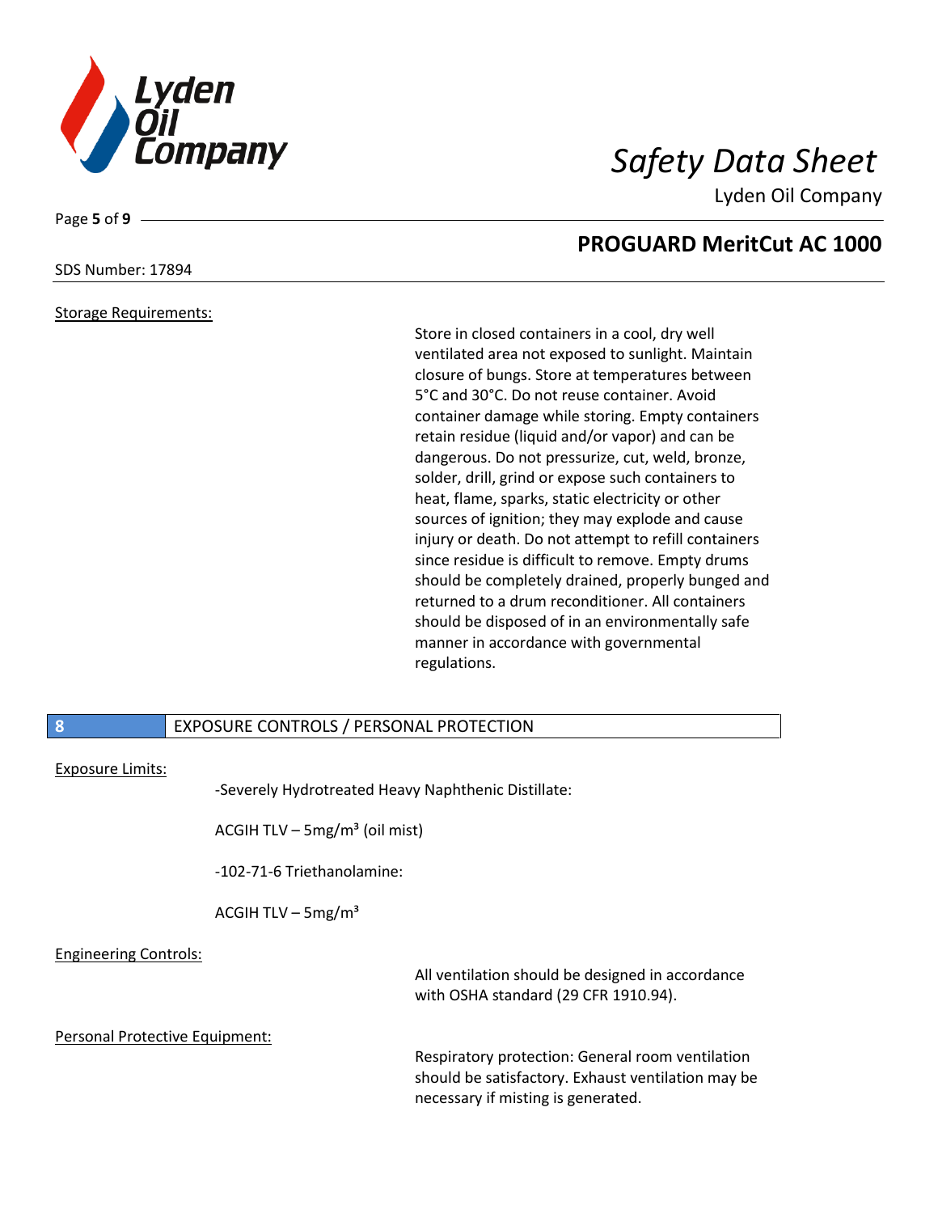Storage Requirements:

Store in closed containers in a cool, dry well ventilated area not exposed to sunlight. Maintain closure of bungs. Store at temperatures between 5˚C and 30˚C. Do not reuse container. Avoid container damage while storing. Empty containers retain residue (liquid and/or vapor) and can be dangerous. Do not pressurize, cut, weld, bronze, solder, drill, grind or expose such containers to heat, flame, sparks, static electricity or other sources of ignition; they may explode and cause injury or death. Do not attempt to refill containers since residue is difficult to remove. Empty drums should be completely drained, properly bunged and returned to a drum reconditioner. All containers should be disposed of in an environmentally safe manner in accordance with governmental regulations.

## 8 EXPOSURE CONTROLS / PERSONAL PROTECTION

Exposure Limits:

-Severely Hydrotreated Heavy Naphthenic Distillate:

ACGIH TLV – 5mg/m³ (oil mist)

-102-71-6 Triethanolamine:

ACGIH TLV – 5mg/m³

Engineering Controls:

All ventilation should be designed in accordance with OSHA standard (29 CFR 1910.94).

Personal Protective Equipment:

Respiratory protection: General room ventilation should be satisfactory. Exhaust ventilation may be necessary if misting is generated.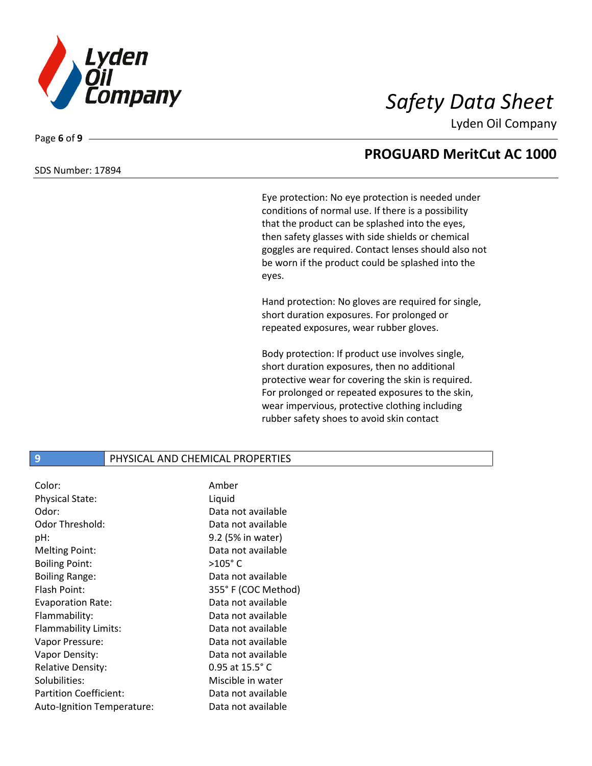Eye protection: No eye protection is needed under conditions of normal use. If there is a possibility that the product can be splashed into the eyes, then safety glasses with side shields or chemical goggles are required. Contact lenses should also not be worn if the product could be splashed into the eyes.

Hand protection: No gloves are required for single, short duration exposures. For prolonged or repeated exposures, wear rubber gloves.

Body protection: If product use involves single, short duration exposures, then no additional protective wear for covering the skin is required. For prolonged or repeated exposures to the skin, wear impervious, protective clothing including rubber safety shoes to avoid skin contact

## 9 PHYSICAL AND CHEMICAL PROPERTIES

| | |
|---|---|
| Color: | Amber |
| Physical State: | Liquid |
| Odor: | Data not available |
| Odor Threshold: | Data not available |
| pH: | 9.2 (5% in water) |
| Melting Point: | Data not available |
| Boiling Point: | >105˚ C |
| Boiling Range: | Data not available |
| Flash Point: | 355˚ F (COC Method) |
| Evaporation Rate: | Data not available |
| Flammability: | Data not available |
| Flammability Limits: | Data not available |
| Vapor Pressure: | Data not available |
| Vapor Density: | Data not available |
| Relative Density: | 0.95 at 15.5˚ C |
| Solubilities: | Miscible in water |
| Partition Coefficient: | Data not available |
| Auto-Ignition Temperature: | Data not available |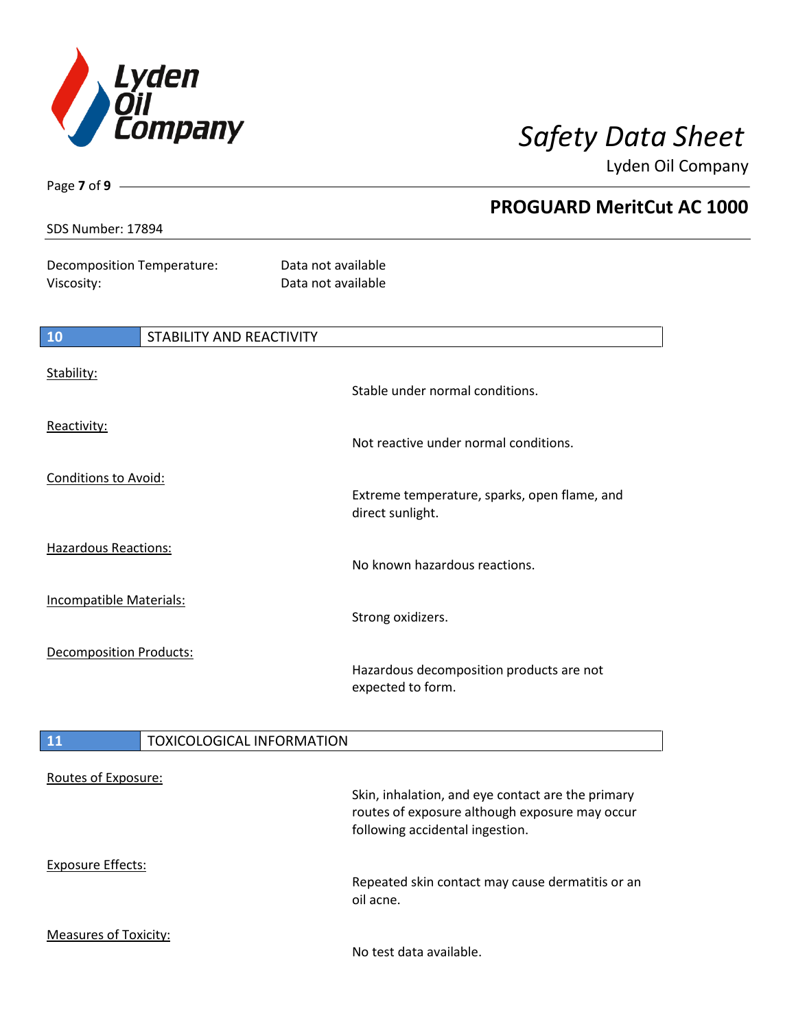Decomposition Temperature: Data not available
Viscosity: Data not available

## 10 STABILITY AND REACTIVITY

Stability:
Stable under normal conditions.

Reactivity:
Not reactive under normal conditions.

Conditions to Avoid:
Extreme temperature, sparks, open flame, and direct sunlight.

Hazardous Reactions:
No known hazardous reactions.

Incompatible Materials:
Strong oxidizers.

Decomposition Products:
Hazardous decomposition products are not expected to form.

## 11 TOXICOLOGICAL INFORMATION

Routes of Exposure:
Skin, inhalation, and eye contact are the primary routes of exposure although exposure may occur following accidental ingestion.

Exposure Effects:
Repeated skin contact may cause dermatitis or an oil acne.

Measures of Toxicity:
No test data available.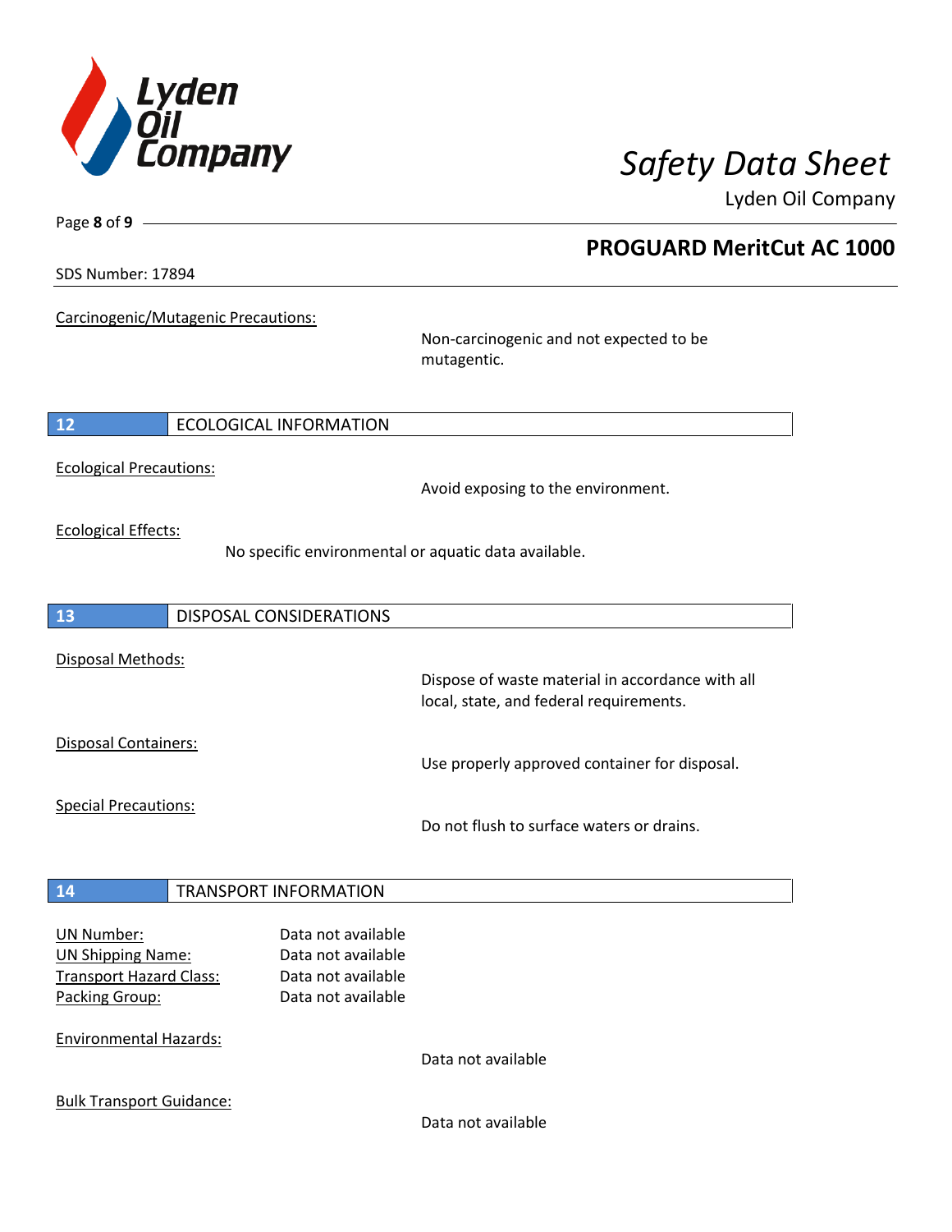Carcinogenic/Mutagenic Precautions:

Non-carcinogenic and not expected to be mutagentic.

## 12 ECOLOGICAL INFORMATION

Ecological Precautions:

Avoid exposing to the environment.

Ecological Effects:

No specific environmental or aquatic data available.

## 13 DISPOSAL CONSIDERATIONS

Disposal Methods:

Dispose of waste material in accordance with all local, state, and federal requirements.

Disposal Containers:

Use properly approved container for disposal.

Special Precautions:

Do not flush to surface waters or drains.

## 14 TRANSPORT INFORMATION

UN Number: Data not available
UN Shipping Name: Data not available
Transport Hazard Class: Data not available
Packing Group: Data not available

Environmental Hazards:

Data not available

Bulk Transport Guidance:

Data not available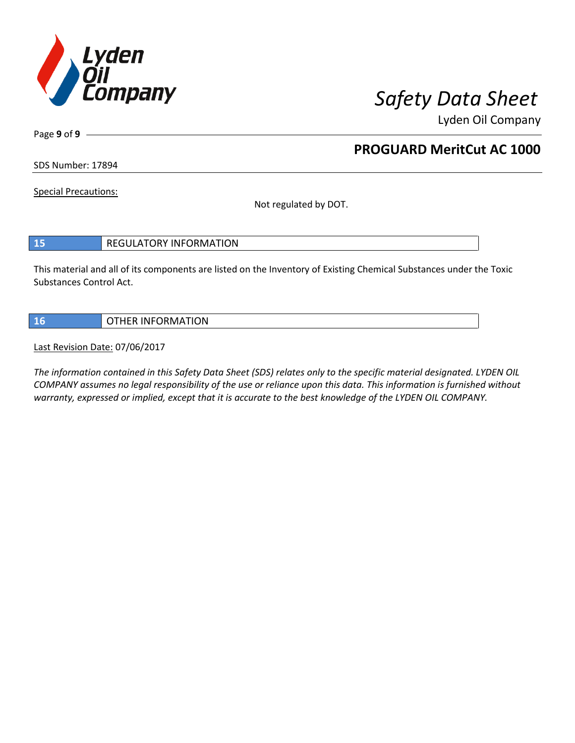Special Precautions:

Not regulated by DOT.

## 15 REGULATORY INFORMATION

This material and all of its components are listed on the Inventory of Existing Chemical Substances under the Toxic Substances Control Act.

## 16 OTHER INFORMATION

Last Revision Date: 07/06/2017

*The information contained in this Safety Data Sheet (SDS) relates only to the specific material designated. LYDEN OIL COMPANY assumes no legal responsibility of the use or reliance upon this data. This information is furnished without warranty, expressed or implied, except that it is accurate to the best knowledge of the LYDEN OIL COMPANY.*